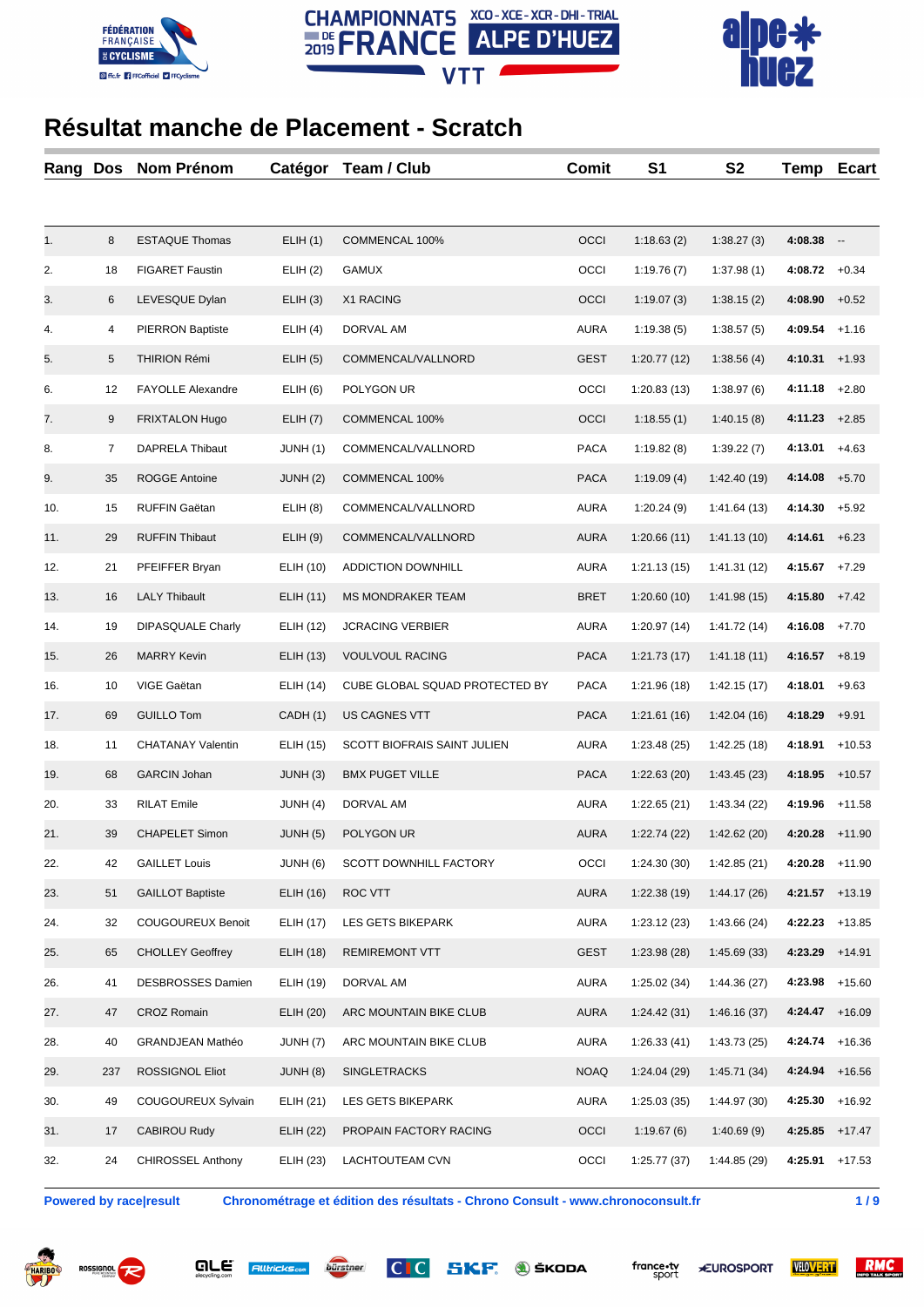# Résultat manche de Placement - Scratch

| Rang | Dos | Nom Prénom | Catégor | Team / Club | Comit | S1 | S2 | Temp | Ecart |
|---|---|---|---|---|---|---|---|---|---|
| 1. | 8 | ESTAQUE Thomas | ELIH (1) | COMMENCAL 100% | OCCI | 1:18.63 (2) | 1:38.27 (3) | **4:08.38** | -- |
| 2. | 18 | FIGARET Faustin | ELIH (2) | GAMUX | OCCI | 1:19.76 (7) | 1:37.98 (1) | **4:08.72** | +0.34 |
| 3. | 6 | LEVESQUE Dylan | ELIH (3) | X1 RACING | OCCI | 1:19.07 (3) | 1:38.15 (2) | **4:08.90** | +0.52 |
| 4. | 4 | PIERRON Baptiste | ELIH (4) | DORVAL AM | AURA | 1:19.38 (5) | 1:38.57 (5) | **4:09.54** | +1.16 |
| 5. | 5 | THIRION Rémi | ELIH (5) | COMMENCAL/VALLNORD | GEST | 1:20.77 (12) | 1:38.56 (4) | **4:10.31** | +1.93 |
| 6. | 12 | FAYOLLE Alexandre | ELIH (6) | POLYGON UR | OCCI | 1:20.83 (13) | 1:38.97 (6) | **4:11.18** | +2.80 |
| 7. | 9 | FRIXTALON Hugo | ELIH (7) | COMMENCAL 100% | OCCI | 1:18.55 (1) | 1:40.15 (8) | **4:11.23** | +2.85 |
| 8. | 7 | DAPRELA Thibaut | JUNH (1) | COMMENCAL/VALLNORD | PACA | 1:19.82 (8) | 1:39.22 (7) | **4:13.01** | +4.63 |
| 9. | 35 | ROGGE Antoine | JUNH (2) | COMMENCAL 100% | PACA | 1:19.09 (4) | 1:42.40 (19) | **4:14.08** | +5.70 |
| 10. | 15 | RUFFIN Gaëtan | ELIH (8) | COMMENCAL/VALLNORD | AURA | 1:20.24 (9) | 1:41.64 (13) | **4:14.30** | +5.92 |
| 11. | 29 | RUFFIN Thibaut | ELIH (9) | COMMENCAL/VALLNORD | AURA | 1:20.66 (11) | 1:41.13 (10) | **4:14.61** | +6.23 |
| 12. | 21 | PFEIFFER Bryan | ELIH (10) | ADDICTION DOWNHILL | AURA | 1:21.13 (15) | 1:41.31 (12) | **4:15.67** | +7.29 |
| 13. | 16 | LALY Thibault | ELIH (11) | MS MONDRAKER TEAM | BRET | 1:20.60 (10) | 1:41.98 (15) | **4:15.80** | +7.42 |
| 14. | 19 | DIPASQUALE Charly | ELIH (12) | JCRACING VERBIER | AURA | 1:20.97 (14) | 1:41.72 (14) | **4:16.08** | +7.70 |
| 15. | 26 | MARRY Kevin | ELIH (13) | VOULVOUL RACING | PACA | 1:21.73 (17) | 1:41.18 (11) | **4:16.57** | +8.19 |
| 16. | 10 | VIGE Gaëtan | ELIH (14) | CUBE GLOBAL SQUAD PROTECTED BY | PACA | 1:21.96 (18) | 1:42.15 (17) | **4:18.01** | +9.63 |
| 17. | 69 | GUILLO Tom | CADH (1) | US CAGNES VTT | PACA | 1:21.61 (16) | 1:42.04 (16) | **4:18.29** | +9.91 |
| 18. | 11 | CHATANAY Valentin | ELIH (15) | SCOTT BIOFRAIS SAINT JULIEN | AURA | 1:23.48 (25) | 1:42.25 (18) | **4:18.91** | +10.53 |
| 19. | 68 | GARCIN Johan | JUNH (3) | BMX PUGET VILLE | PACA | 1:22.63 (20) | 1:43.45 (23) | **4:18.95** | +10.57 |
| 20. | 33 | RILAT Emile | JUNH (4) | DORVAL AM | AURA | 1:22.65 (21) | 1:43.34 (22) | **4:19.96** | +11.58 |
| 21. | 39 | CHAPELET Simon | JUNH (5) | POLYGON UR | AURA | 1:22.74 (22) | 1:42.62 (20) | **4:20.28** | +11.90 |
| 22. | 42 | GAILLET Louis | JUNH (6) | SCOTT DOWNHILL FACTORY | OCCI | 1:24.30 (30) | 1:42.85 (21) | **4:20.28** | +11.90 |
| 23. | 51 | GAILLOT Baptiste | ELIH (16) | ROC VTT | AURA | 1:22.38 (19) | 1:44.17 (26) | **4:21.57** | +13.19 |
| 24. | 32 | COUGOUREUX Benoit | ELIH (17) | LES GETS BIKEPARK | AURA | 1:23.12 (23) | 1:43.66 (24) | **4:22.23** | +13.85 |
| 25. | 65 | CHOLLEY Geoffrey | ELIH (18) | REMIREMONT VTT | GEST | 1:23.98 (28) | 1:45.69 (33) | **4:23.29** | +14.91 |
| 26. | 41 | DESBROSSES Damien | ELIH (19) | DORVAL AM | AURA | 1:25.02 (34) | 1:44.36 (27) | **4:23.98** | +15.60 |
| 27. | 47 | CROZ Romain | ELIH (20) | ARC MOUNTAIN BIKE CLUB | AURA | 1:24.42 (31) | 1:46.16 (37) | **4:24.47** | +16.09 |
| 28. | 40 | GRANDJEAN Mathéo | JUNH (7) | ARC MOUNTAIN BIKE CLUB | AURA | 1:26.33 (41) | 1:43.73 (25) | **4:24.74** | +16.36 |
| 29. | 237 | ROSSIGNOL Eliot | JUNH (8) | SINGLETRACKS | NOAQ | 1:24.04 (29) | 1:45.71 (34) | **4:24.94** | +16.56 |
| 30. | 49 | COUGOUREUX Sylvain | ELIH (21) | LES GETS BIKEPARK | AURA | 1:25.03 (35) | 1:44.97 (30) | **4:25.30** | +16.92 |
| 31. | 17 | CABIROU Rudy | ELIH (22) | PROPAIN FACTORY RACING | OCCI | 1:19.67 (6) | 1:40.69 (9) | **4:25.85** | +17.47 |
| 32. | 24 | CHIROSSEL Anthony | ELIH (23) | LACHTOUTEAM CVN | OCCI | 1:25.77 (37) | 1:44.85 (29) | **4:25.91** | +17.53 |

**Powered by race|result** **Chronométrage et édition des résultats - Chrono Consult - www.chronoconsult.fr**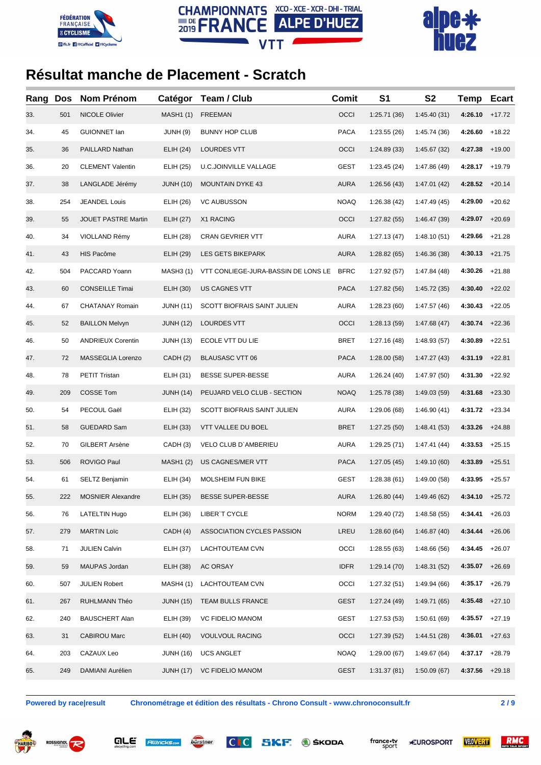# Résultat manche de Placement - Scratch

| Rang | Dos | Nom Prénom | Catégor | Team / Club | Comit | S1 | S2 | Temp | Ecart |
|---|---|---|---|---|---|---|---|---|---|
| 33. | 501 | NICOLE Olivier | MASH1 (1) | FREEMAN | OCCI | 1:25.71 (36) | 1:45.40 (31) | **4:26.10** | +17.72 |
| 34. | 45 | GUIONNET Ian | JUNH (9) | BUNNY HOP CLUB | PACA | 1:23.55 (26) | 1:45.74 (36) | **4:26.60** | +18.22 |
| 35. | 36 | PAILLARD Nathan | ELIH (24) | LOURDES VTT | OCCI | 1:24.89 (33) | 1:45.67 (32) | **4:27.38** | +19.00 |
| 36. | 20 | CLEMENT Valentin | ELIH (25) | U.C.JOINVILLE VALLAGE | GEST | 1:23.45 (24) | 1:47.86 (49) | **4:28.17** | +19.79 |
| 37. | 38 | LANGLADE Jérémy | JUNH (10) | MOUNTAIN DYKE 43 | AURA | 1:26.56 (43) | 1:47.01 (42) | **4:28.52** | +20.14 |
| 38. | 254 | JEANDEL Louis | ELIH (26) | VC AUBUSSON | NOAQ | 1:26.38 (42) | 1:47.49 (45) | **4:29.00** | +20.62 |
| 39. | 55 | JOUET PASTRE Martin | ELIH (27) | X1 RACING | OCCI | 1:27.82 (55) | 1:46.47 (39) | **4:29.07** | +20.69 |
| 40. | 34 | VIOLLAND Rémy | ELIH (28) | CRAN GEVRIER VTT | AURA | 1:27.13 (47) | 1:48.10 (51) | **4:29.66** | +21.28 |
| 41. | 43 | HIS Pacôme | ELIH (29) | LES GETS BIKEPARK | AURA | 1:28.82 (65) | 1:46.36 (38) | **4:30.13** | +21.75 |
| 42. | 504 | PACCARD Yoann | MASH3 (1) | VTT CONLIEGE-JURA-BASSIN DE LONS LE | BFRC | 1:27.92 (57) | 1:47.84 (48) | **4:30.26** | +21.88 |
| 43. | 60 | CONSEILLE Timai | ELIH (30) | US CAGNES VTT | PACA | 1:27.82 (56) | 1:45.72 (35) | **4:30.40** | +22.02 |
| 44. | 67 | CHATANAY Romain | JUNH (11) | SCOTT BIOFRAIS SAINT JULIEN | AURA | 1:28.23 (60) | 1:47.57 (46) | **4:30.43** | +22.05 |
| 45. | 52 | BAILLON Melvyn | JUNH (12) | LOURDES VTT | OCCI | 1:28.13 (59) | 1:47.68 (47) | **4:30.74** | +22.36 |
| 46. | 50 | ANDRIEUX Corentin | JUNH (13) | ECOLE VTT DU LIE | BRET | 1:27.16 (48) | 1:48.93 (57) | **4:30.89** | +22.51 |
| 47. | 72 | MASSEGLIA Lorenzo | CADH (2) | BLAUSASC VTT 06 | PACA | 1:28.00 (58) | 1:47.27 (43) | **4:31.19** | +22.81 |
| 48. | 78 | PETIT Tristan | ELIH (31) | BESSE SUPER-BESSE | AURA | 1:26.24 (40) | 1:47.97 (50) | **4:31.30** | +22.92 |
| 49. | 209 | COSSE Tom | JUNH (14) | PEUJARD VELO CLUB - SECTION | NOAQ | 1:25.78 (38) | 1:49.03 (59) | **4:31.68** | +23.30 |
| 50. | 54 | PECOUL Gaël | ELIH (32) | SCOTT BIOFRAIS SAINT JULIEN | AURA | 1:29.06 (68) | 1:46.90 (41) | **4:31.72** | +23.34 |
| 51. | 58 | GUEDARD Sam | ELIH (33) | VTT VALLEE DU BOEL | BRET | 1:27.25 (50) | 1:48.41 (53) | **4:33.26** | +24.88 |
| 52. | 70 | GILBERT Arsène | CADH (3) | VELO CLUB D`AMBERIEU | AURA | 1:29.25 (71) | 1:47.41 (44) | **4:33.53** | +25.15 |
| 53. | 506 | ROVIGO Paul | MASH1 (2) | US CAGNES/MER VTT | PACA | 1:27.05 (45) | 1:49.10 (60) | **4:33.89** | +25.51 |
| 54. | 61 | SELTZ Benjamin | ELIH (34) | MOLSHEIM FUN BIKE | GEST | 1:28.38 (61) | 1:49.00 (58) | **4:33.95** | +25.57 |
| 55. | 222 | MOSNIER Alexandre | ELIH (35) | BESSE SUPER-BESSE | AURA | 1:26.80 (44) | 1:49.46 (62) | **4:34.10** | +25.72 |
| 56. | 76 | LATELTIN Hugo | ELIH (36) | LIBER`T CYCLE | NORM | 1:29.40 (72) | 1:48.58 (55) | **4:34.41** | +26.03 |
| 57. | 279 | MARTIN Loïc | CADH (4) | ASSOCIATION CYCLES PASSION | LREU | 1:28.60 (64) | 1:46.87 (40) | **4:34.44** | +26.06 |
| 58. | 71 | JULIEN Calvin | ELIH (37) | LACHTOUTEAM CVN | OCCI | 1:28.55 (63) | 1:48.66 (56) | **4:34.45** | +26.07 |
| 59. | 59 | MAUPAS Jordan | ELIH (38) | AC ORSAY | IDFR | 1:29.14 (70) | 1:48.31 (52) | **4:35.07** | +26.69 |
| 60. | 507 | JULIEN Robert | MASH4 (1) | LACHTOUTEAM CVN | OCCI | 1:27.32 (51) | 1:49.94 (66) | **4:35.17** | +26.79 |
| 61. | 267 | RUHLMANN Théo | JUNH (15) | TEAM BULLS FRANCE | GEST | 1:27.24 (49) | 1:49.71 (65) | **4:35.48** | +27.10 |
| 62. | 240 | BAUSCHERT Alan | ELIH (39) | VC FIDELIO MANOM | GEST | 1:27.53 (53) | 1:50.61 (69) | **4:35.57** | +27.19 |
| 63. | 31 | CABIROU Marc | ELIH (40) | VOULVOUL RACING | OCCI | 1:27.39 (52) | 1:44.51 (28) | **4:36.01** | +27.63 |
| 64. | 203 | CAZAUX Leo | JUNH (16) | UCS ANGLET | NOAQ | 1:29.00 (67) | 1:49.67 (64) | **4:37.17** | +28.79 |
| 65. | 249 | DAMIANI Aurélien | JUNH (17) | VC FIDELIO MANOM | GEST | 1:31.37 (81) | 1:50.09 (67) | **4:37.56** | +29.18 |

**Powered by race|result** **Chronométrage et édition des résultats - Chrono Consult - www.chronoconsult.fr**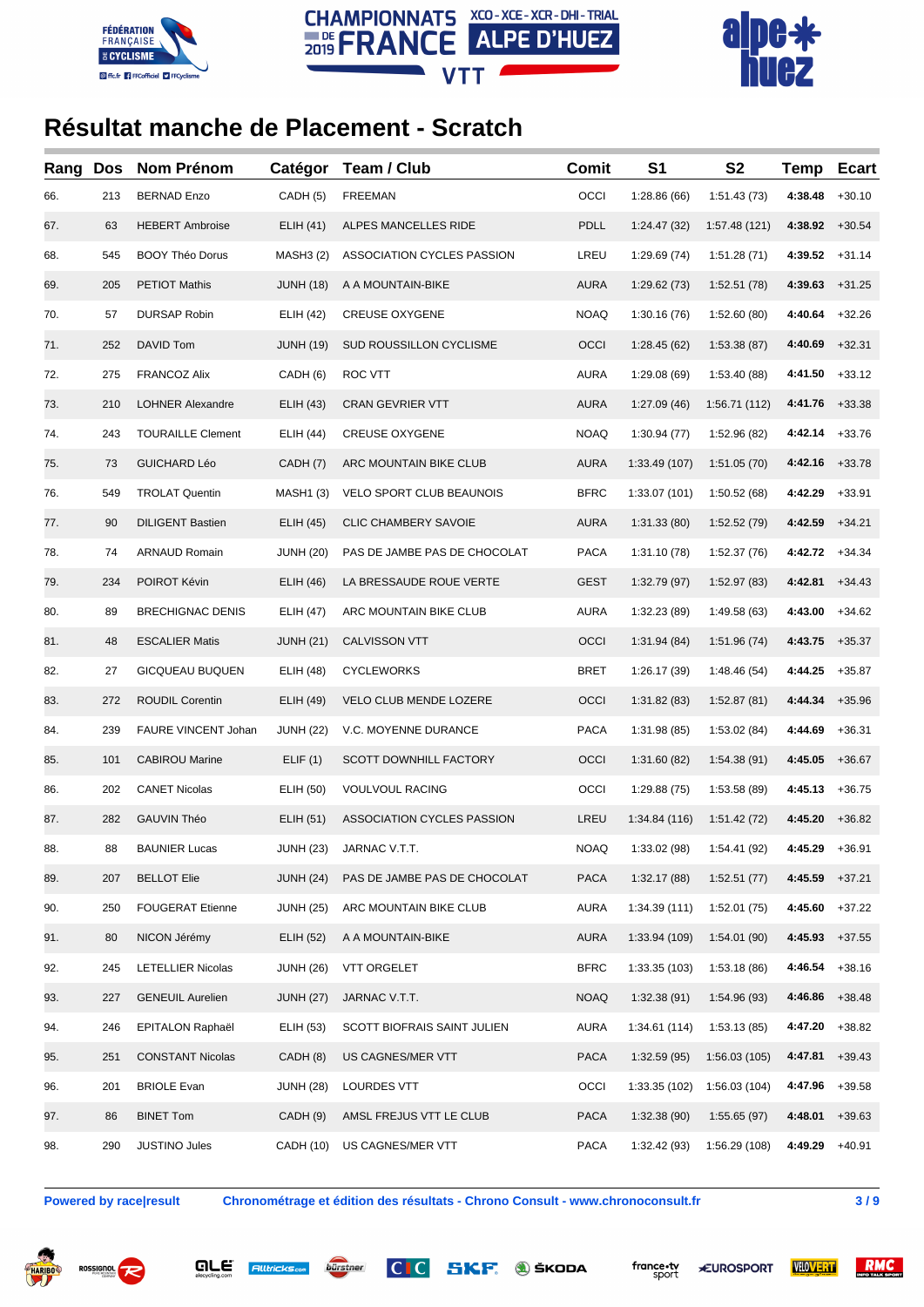# Résultat manche de Placement - Scratch

| Rang | Dos | Nom Prénom | Catégor | Team / Club | Comit | S1 | S2 | Temp | Ecart |
|---|---|---|---|---|---|---|---|---|---|
| 66. | 213 | BERNAD Enzo | CADH (5) | FREEMAN | OCCI | 1:28.86 (66) | 1:51.43 (73) | **4:38.48** | +30.10 |
| 67. | 63 | HEBERT Ambroise | ELIH (41) | ALPES MANCELLES RIDE | PDLL | 1:24.47 (32) | 1:57.48 (121) | **4:38.92** | +30.54 |
| 68. | 545 | BOOY Théo Dorus | MASH3 (2) | ASSOCIATION CYCLES PASSION | LREU | 1:29.69 (74) | 1:51.28 (71) | **4:39.52** | +31.14 |
| 69. | 205 | PETIOT Mathis | JUNH (18) | A A MOUNTAIN-BIKE | AURA | 1:29.62 (73) | 1:52.51 (78) | **4:39.63** | +31.25 |
| 70. | 57 | DURSAP Robin | ELIH (42) | CREUSE OXYGENE | NOAQ | 1:30.16 (76) | 1:52.60 (80) | **4:40.64** | +32.26 |
| 71. | 252 | DAVID Tom | JUNH (19) | SUD ROUSSILLON CYCLISME | OCCI | 1:28.45 (62) | 1:53.38 (87) | **4:40.69** | +32.31 |
| 72. | 275 | FRANCOZ Alix | CADH (6) | ROC VTT | AURA | 1:29.08 (69) | 1:53.40 (88) | **4:41.50** | +33.12 |
| 73. | 210 | LOHNER Alexandre | ELIH (43) | CRAN GEVRIER VTT | AURA | 1:27.09 (46) | 1:56.71 (112) | **4:41.76** | +33.38 |
| 74. | 243 | TOURAILLE Clement | ELIH (44) | CREUSE OXYGENE | NOAQ | 1:30.94 (77) | 1:52.96 (82) | **4:42.14** | +33.76 |
| 75. | 73 | GUICHARD Léo | CADH (7) | ARC MOUNTAIN BIKE CLUB | AURA | 1:33.49 (107) | 1:51.05 (70) | **4:42.16** | +33.78 |
| 76. | 549 | TROLAT Quentin | MASH1 (3) | VELO SPORT CLUB BEAUNOIS | BFRC | 1:33.07 (101) | 1:50.52 (68) | **4:42.29** | +33.91 |
| 77. | 90 | DILIGENT Bastien | ELIH (45) | CLIC CHAMBERY SAVOIE | AURA | 1:31.33 (80) | 1:52.52 (79) | **4:42.59** | +34.21 |
| 78. | 74 | ARNAUD Romain | JUNH (20) | PAS DE JAMBE PAS DE CHOCOLAT | PACA | 1:31.10 (78) | 1:52.37 (76) | **4:42.72** | +34.34 |
| 79. | 234 | POIROT Kévin | ELIH (46) | LA BRESSAUDE ROUE VERTE | GEST | 1:32.79 (97) | 1:52.97 (83) | **4:42.81** | +34.43 |
| 80. | 89 | BRECHIGNAC DENIS | ELIH (47) | ARC MOUNTAIN BIKE CLUB | AURA | 1:32.23 (89) | 1:49.58 (63) | **4:43.00** | +34.62 |
| 81. | 48 | ESCALIER Matis | JUNH (21) | CALVISSON VTT | OCCI | 1:31.94 (84) | 1:51.96 (74) | **4:43.75** | +35.37 |
| 82. | 27 | GICQUEAU BUQUEN | ELIH (48) | CYCLEWORKS | BRET | 1:26.17 (39) | 1:48.46 (54) | **4:44.25** | +35.87 |
| 83. | 272 | ROUDIL Corentin | ELIH (49) | VELO CLUB MENDE LOZERE | OCCI | 1:31.82 (83) | 1:52.87 (81) | **4:44.34** | +35.96 |
| 84. | 239 | FAURE VINCENT Johan | JUNH (22) | V.C. MOYENNE DURANCE | PACA | 1:31.98 (85) | 1:53.02 (84) | **4:44.69** | +36.31 |
| 85. | 101 | CABIROU Marine | ELIF (1) | SCOTT DOWNHILL FACTORY | OCCI | 1:31.60 (82) | 1:54.38 (91) | **4:45.05** | +36.67 |
| 86. | 202 | CANET Nicolas | ELIH (50) | VOULVOUL RACING | OCCI | 1:29.88 (75) | 1:53.58 (89) | **4:45.13** | +36.75 |
| 87. | 282 | GAUVIN Théo | ELIH (51) | ASSOCIATION CYCLES PASSION | LREU | 1:34.84 (116) | 1:51.42 (72) | **4:45.20** | +36.82 |
| 88. | 88 | BAUNIER Lucas | JUNH (23) | JARNAC V.T.T. | NOAQ | 1:33.02 (98) | 1:54.41 (92) | **4:45.29** | +36.91 |
| 89. | 207 | BELLOT Elie | JUNH (24) | PAS DE JAMBE PAS DE CHOCOLAT | PACA | 1:32.17 (88) | 1:52.51 (77) | **4:45.59** | +37.21 |
| 90. | 250 | FOUGERAT Etienne | JUNH (25) | ARC MOUNTAIN BIKE CLUB | AURA | 1:34.39 (111) | 1:52.01 (75) | **4:45.60** | +37.22 |
| 91. | 80 | NICON Jérémy | ELIH (52) | A A MOUNTAIN-BIKE | AURA | 1:33.94 (109) | 1:54.01 (90) | **4:45.93** | +37.55 |
| 92. | 245 | LETELLIER Nicolas | JUNH (26) | VTT ORGELET | BFRC | 1:33.35 (103) | 1:53.18 (86) | **4:46.54** | +38.16 |
| 93. | 227 | GENEUIL Aurelien | JUNH (27) | JARNAC V.T.T. | NOAQ | 1:32.38 (91) | 1:54.96 (93) | **4:46.86** | +38.48 |
| 94. | 246 | EPITALON Raphaël | ELIH (53) | SCOTT BIOFRAIS SAINT JULIEN | AURA | 1:34.61 (114) | 1:53.13 (85) | **4:47.20** | +38.82 |
| 95. | 251 | CONSTANT Nicolas | CADH (8) | US CAGNES/MER VTT | PACA | 1:32.59 (95) | 1:56.03 (105) | **4:47.81** | +39.43 |
| 96. | 201 | BRIOLE Evan | JUNH (28) | LOURDES VTT | OCCI | 1:33.35 (102) | 1:56.03 (104) | **4:47.96** | +39.58 |
| 97. | 86 | BINET Tom | CADH (9) | AMSL FREJUS VTT LE CLUB | PACA | 1:32.38 (90) | 1:55.65 (97) | **4:48.01** | +39.63 |
| 98. | 290 | JUSTINO Jules | CADH (10) | US CAGNES/MER VTT | PACA | 1:32.42 (93) | 1:56.29 (108) | **4:49.29** | +40.91 |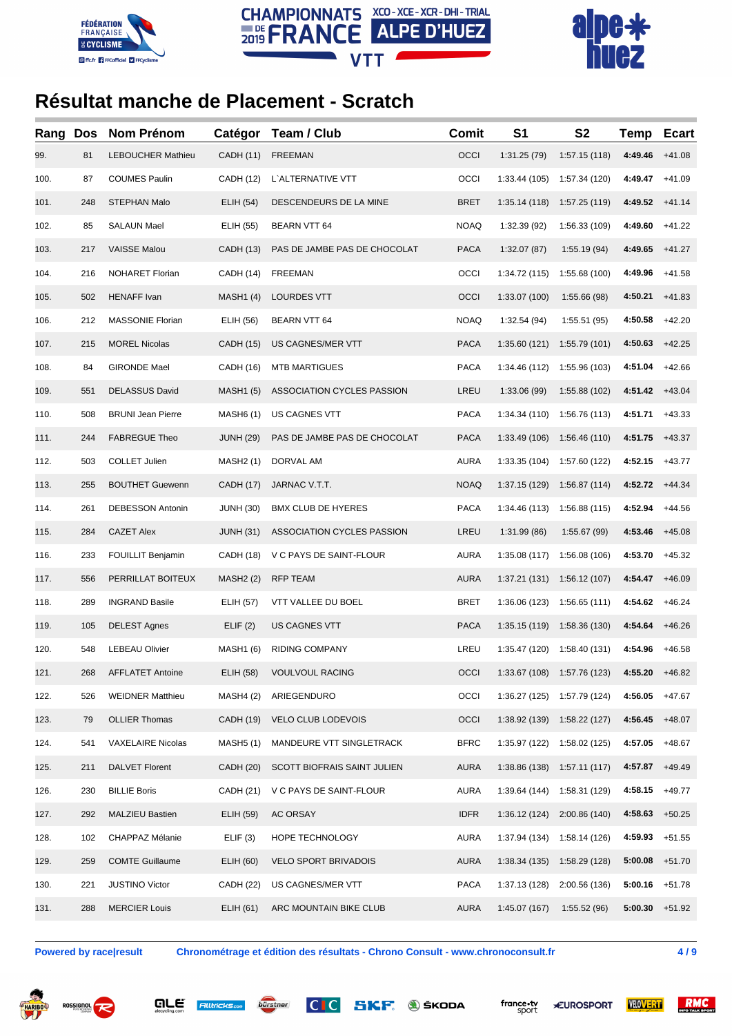# Résultat manche de Placement - Scratch

| Rang | Dos | Nom Prénom | Catégor | Team / Club | Comit | S1 | S2 | Temp | Ecart |
|---|---|---|---|---|---|---|---|---|---|
| 99. | 81 | LEBOUCHER Mathieu | CADH (11) | FREEMAN | OCCI | 1:31.25 (79) | 1:57.15 (118) | **4:49.46** | +41.08 |
| 100. | 87 | COUMES Paulin | CADH (12) | L`ALTERNATIVE VTT | OCCI | 1:33.44 (105) | 1:57.34 (120) | **4:49.47** | +41.09 |
| 101. | 248 | STEPHAN Malo | ELIH (54) | DESCENDEURS DE LA MINE | BRET | 1:35.14 (118) | 1:57.25 (119) | **4:49.52** | +41.14 |
| 102. | 85 | SALAUN Mael | ELIH (55) | BEARN VTT 64 | NOAQ | 1:32.39 (92) | 1:56.33 (109) | **4:49.60** | +41.22 |
| 103. | 217 | VAISSE Malou | CADH (13) | PAS DE JAMBE PAS DE CHOCOLAT | PACA | 1:32.07 (87) | 1:55.19 (94) | **4:49.65** | +41.27 |
| 104. | 216 | NOHARET Florian | CADH (14) | FREEMAN | OCCI | 1:34.72 (115) | 1:55.68 (100) | **4:49.96** | +41.58 |
| 105. | 502 | HENAFF Ivan | MASH1 (4) | LOURDES VTT | OCCI | 1:33.07 (100) | 1:55.66 (98) | **4:50.21** | +41.83 |
| 106. | 212 | MASSONIE Florian | ELIH (56) | BEARN VTT 64 | NOAQ | 1:32.54 (94) | 1:55.51 (95) | **4:50.58** | +42.20 |
| 107. | 215 | MOREL Nicolas | CADH (15) | US CAGNES/MER VTT | PACA | 1:35.60 (121) | 1:55.79 (101) | **4:50.63** | +42.25 |
| 108. | 84 | GIRONDE Mael | CADH (16) | MTB MARTIGUES | PACA | 1:34.46 (112) | 1:55.96 (103) | **4:51.04** | +42.66 |
| 109. | 551 | DELASSUS David | MASH1 (5) | ASSOCIATION CYCLES PASSION | LREU | 1:33.06 (99) | 1:55.88 (102) | **4:51.42** | +43.04 |
| 110. | 508 | BRUNI Jean Pierre | MASH6 (1) | US CAGNES VTT | PACA | 1:34.34 (110) | 1:56.76 (113) | **4:51.71** | +43.33 |
| 111. | 244 | FABREGUE Theo | JUNH (29) | PAS DE JAMBE PAS DE CHOCOLAT | PACA | 1:33.49 (106) | 1:56.46 (110) | **4:51.75** | +43.37 |
| 112. | 503 | COLLET Julien | MASH2 (1) | DORVAL AM | AURA | 1:33.35 (104) | 1:57.60 (122) | **4:52.15** | +43.77 |
| 113. | 255 | BOUTHET Guewenn | CADH (17) | JARNAC V.T.T. | NOAQ | 1:37.15 (129) | 1:56.87 (114) | **4:52.72** | +44.34 |
| 114. | 261 | DEBESSON Antonin | JUNH (30) | BMX CLUB DE HYERES | PACA | 1:34.46 (113) | 1:56.88 (115) | **4:52.94** | +44.56 |
| 115. | 284 | CAZET Alex | JUNH (31) | ASSOCIATION CYCLES PASSION | LREU | 1:31.99 (86) | 1:55.67 (99) | **4:53.46** | +45.08 |
| 116. | 233 | FOUILLIT Benjamin | CADH (18) | V C PAYS DE SAINT-FLOUR | AURA | 1:35.08 (117) | 1:56.08 (106) | **4:53.70** | +45.32 |
| 117. | 556 | PERRILLAT BOITEUX | MASH2 (2) | RFP TEAM | AURA | 1:37.21 (131) | 1:56.12 (107) | **4:54.47** | +46.09 |
| 118. | 289 | INGRAND Basile | ELIH (57) | VTT VALLEE DU BOEL | BRET | 1:36.06 (123) | 1:56.65 (111) | **4:54.62** | +46.24 |
| 119. | 105 | DELEST Agnes | ELIF (2) | US CAGNES VTT | PACA | 1:35.15 (119) | 1:58.36 (130) | **4:54.64** | +46.26 |
| 120. | 548 | LEBEAU Olivier | MASH1 (6) | RIDING COMPANY | LREU | 1:35.47 (120) | 1:58.40 (131) | **4:54.96** | +46.58 |
| 121. | 268 | AFFLATET Antoine | ELIH (58) | VOULVOUL RACING | OCCI | 1:33.67 (108) | 1:57.76 (123) | **4:55.20** | +46.82 |
| 122. | 526 | WEIDNER Matthieu | MASH4 (2) | ARIEGENDURO | OCCI | 1:36.27 (125) | 1:57.79 (124) | **4:56.05** | +47.67 |
| 123. | 79 | OLLIER Thomas | CADH (19) | VELO CLUB LODEVOIS | OCCI | 1:38.92 (139) | 1:58.22 (127) | **4:56.45** | +48.07 |
| 124. | 541 | VAXELAIRE Nicolas | MASH5 (1) | MANDEURE VTT SINGLETRACK | BFRC | 1:35.97 (122) | 1:58.02 (125) | **4:57.05** | +48.67 |
| 125. | 211 | DALVET Florent | CADH (20) | SCOTT BIOFRAIS SAINT JULIEN | AURA | 1:38.86 (138) | 1:57.11 (117) | **4:57.87** | +49.49 |
| 126. | 230 | BILLIE Boris | CADH (21) | V C PAYS DE SAINT-FLOUR | AURA | 1:39.64 (144) | 1:58.31 (129) | **4:58.15** | +49.77 |
| 127. | 292 | MALZIEU Bastien | ELIH (59) | AC ORSAY | IDFR | 1:36.12 (124) | 2:00.86 (140) | **4:58.63** | +50.25 |
| 128. | 102 | CHAPPAZ Mélanie | ELIF (3) | HOPE TECHNOLOGY | AURA | 1:37.94 (134) | 1:58.14 (126) | **4:59.93** | +51.55 |
| 129. | 259 | COMTE Guillaume | ELIH (60) | VELO SPORT BRIVADOIS | AURA | 1:38.34 (135) | 1:58.29 (128) | **5:00.08** | +51.70 |
| 130. | 221 | JUSTINO Victor | CADH (22) | US CAGNES/MER VTT | PACA | 1:37.13 (128) | 2:00.56 (136) | **5:00.16** | +51.78 |
| 131. | 288 | MERCIER Louis | ELIH (61) | ARC MOUNTAIN BIKE CLUB | AURA | 1:45.07 (167) | 1:55.52 (96) | **5:00.30** | +51.92 |

**Powered by race|result** **Chronométrage et édition des résultats - Chrono Consult - www.chronoconsult.fr**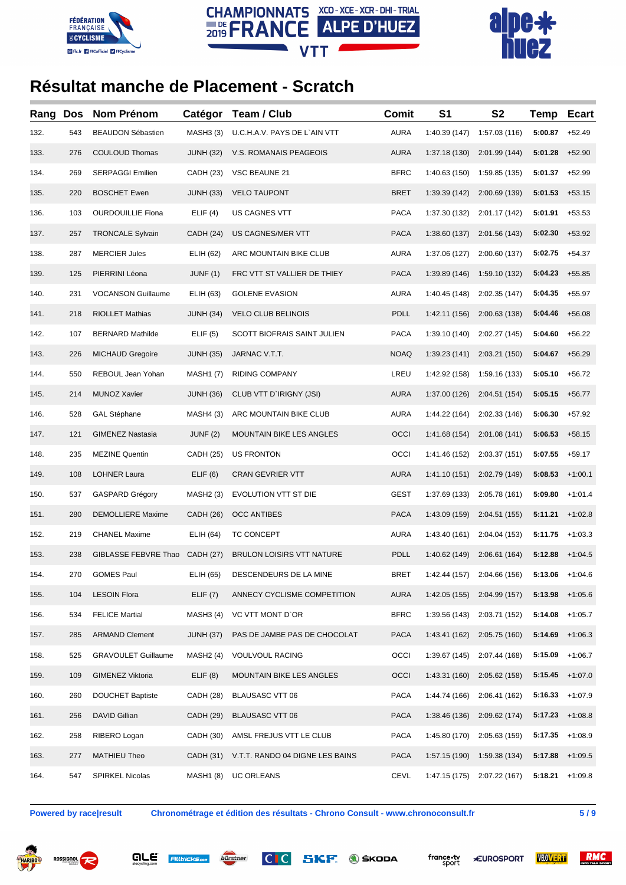# Résultat manche de Placement - Scratch

| Rang | Dos | Nom Prénom | Catégor | Team / Club | Comit | S1 | S2 | Temp | Ecart |
|---|---|---|---|---|---|---|---|---|---|
| 132. | 543 | BEAUDON Sébastien | MASH3 (3) | U.C.H.A.V. PAYS DE L`AIN VTT | AURA | 1:40.39 (147) | 1:57.03 (116) | **5:00.87** | +52.49 |
| 133. | 276 | COULOUD Thomas | JUNH (32) | V.S. ROMANAIS PEAGEOIS | AURA | 1:37.18 (130) | 2:01.99 (144) | **5:01.28** | +52.90 |
| 134. | 269 | SERPAGGI Emilien | CADH (23) | VSC BEAUNE 21 | BFRC | 1:40.63 (150) | 1:59.85 (135) | **5:01.37** | +52.99 |
| 135. | 220 | BOSCHET Ewen | JUNH (33) | VELO TAUPONT | BRET | 1:39.39 (142) | 2:00.69 (139) | **5:01.53** | +53.15 |
| 136. | 103 | OURDOUILLIE Fiona | ELIF (4) | US CAGNES VTT | PACA | 1:37.30 (132) | 2:01.17 (142) | **5:01.91** | +53.53 |
| 137. | 257 | TRONCALE Sylvain | CADH (24) | US CAGNES/MER VTT | PACA | 1:38.60 (137) | 2:01.56 (143) | **5:02.30** | +53.92 |
| 138. | 287 | MERCIER Jules | ELIH (62) | ARC MOUNTAIN BIKE CLUB | AURA | 1:37.06 (127) | 2:00.60 (137) | **5:02.75** | +54.37 |
| 139. | 125 | PIERRINI Léona | JUNF (1) | FRC VTT ST VALLIER DE THIEY | PACA | 1:39.89 (146) | 1:59.10 (132) | **5:04.23** | +55.85 |
| 140. | 231 | VOCANSON Guillaume | ELIH (63) | GOLENE EVASION | AURA | 1:40.45 (148) | 2:02.35 (147) | **5:04.35** | +55.97 |
| 141. | 218 | RIOLLET Mathias | JUNH (34) | VELO CLUB BELINOIS | PDLL | 1:42.11 (156) | 2:00.63 (138) | **5:04.46** | +56.08 |
| 142. | 107 | BERNARD Mathilde | ELIF (5) | SCOTT BIOFRAIS SAINT JULIEN | PACA | 1:39.10 (140) | 2:02.27 (145) | **5:04.60** | +56.22 |
| 143. | 226 | MICHAUD Gregoire | JUNH (35) | JARNAC V.T.T. | NOAQ | 1:39.23 (141) | 2:03.21 (150) | **5:04.67** | +56.29 |
| 144. | 550 | REBOUL Jean Yohan | MASH1 (7) | RIDING COMPANY | LREU | 1:42.92 (158) | 1:59.16 (133) | **5:05.10** | +56.72 |
| 145. | 214 | MUNOZ Xavier | JUNH (36) | CLUB VTT D`IRIGNY (JSI) | AURA | 1:37.00 (126) | 2:04.51 (154) | **5:05.15** | +56.77 |
| 146. | 528 | GAL Stéphane | MASH4 (3) | ARC MOUNTAIN BIKE CLUB | AURA | 1:44.22 (164) | 2:02.33 (146) | **5:06.30** | +57.92 |
| 147. | 121 | GIMENEZ Nastasia | JUNF (2) | MOUNTAIN BIKE LES ANGLES | OCCI | 1:41.68 (154) | 2:01.08 (141) | **5:06.53** | +58.15 |
| 148. | 235 | MEZINE Quentin | CADH (25) | US FRONTON | OCCI | 1:41.46 (152) | 2:03.37 (151) | **5:07.55** | +59.17 |
| 149. | 108 | LOHNER Laura | ELIF (6) | CRAN GEVRIER VTT | AURA | 1:41.10 (151) | 2:02.79 (149) | **5:08.53** | +1:00.1 |
| 150. | 537 | GASPARD Grégory | MASH2 (3) | EVOLUTION VTT ST DIE | GEST | 1:37.69 (133) | 2:05.78 (161) | **5:09.80** | +1:01.4 |
| 151. | 280 | DEMOLLIERE Maxime | CADH (26) | OCC ANTIBES | PACA | 1:43.09 (159) | 2:04.51 (155) | **5:11.21** | +1:02.8 |
| 152. | 219 | CHANEL Maxime | ELIH (64) | TC CONCEPT | AURA | 1:43.40 (161) | 2:04.04 (153) | **5:11.75** | +1:03.3 |
| 153. | 238 | GIBLASSE FEBVRE Thao | CADH (27) | BRULON LOISIRS VTT NATURE | PDLL | 1:40.62 (149) | 2:06.61 (164) | **5:12.88** | +1:04.5 |
| 154. | 270 | GOMES Paul | ELIH (65) | DESCENDEURS DE LA MINE | BRET | 1:42.44 (157) | 2:04.66 (156) | **5:13.06** | +1:04.6 |
| 155. | 104 | LESOIN Flora | ELIF (7) | ANNECY CYCLISME COMPETITION | AURA | 1:42.05 (155) | 2:04.99 (157) | **5:13.98** | +1:05.6 |
| 156. | 534 | FELICE Martial | MASH3 (4) | VC VTT MONT D`OR | BFRC | 1:39.56 (143) | 2:03.71 (152) | **5:14.08** | +1:05.7 |
| 157. | 285 | ARMAND Clement | JUNH (37) | PAS DE JAMBE PAS DE CHOCOLAT | PACA | 1:43.41 (162) | 2:05.75 (160) | **5:14.69** | +1:06.3 |
| 158. | 525 | GRAVOULET Guillaume | MASH2 (4) | VOULVOUL RACING | OCCI | 1:39.67 (145) | 2:07.44 (168) | **5:15.09** | +1:06.7 |
| 159. | 109 | GIMENEZ Viktoria | ELIF (8) | MOUNTAIN BIKE LES ANGLES | OCCI | 1:43.31 (160) | 2:05.62 (158) | **5:15.45** | +1:07.0 |
| 160. | 260 | DOUCHET Baptiste | CADH (28) | BLAUSASC VTT 06 | PACA | 1:44.74 (166) | 2:06.41 (162) | **5:16.33** | +1:07.9 |
| 161. | 256 | DAVID Gillian | CADH (29) | BLAUSASC VTT 06 | PACA | 1:38.46 (136) | 2:09.62 (174) | **5:17.23** | +1:08.8 |
| 162. | 258 | RIBERO Logan | CADH (30) | AMSL FREJUS VTT LE CLUB | PACA | 1:45.80 (170) | 2:05.63 (159) | **5:17.35** | +1:08.9 |
| 163. | 277 | MATHIEU Theo | CADH (31) | V.T.T. RANDO 04 DIGNE LES BAINS | PACA | 1:57.15 (190) | 1:59.38 (134) | **5:17.88** | +1:09.5 |
| 164. | 547 | SPIRKEL Nicolas | MASH1 (8) | UC ORLEANS | CEVL | 1:47.15 (175) | 2:07.22 (167) | **5:18.21** | +1:09.8 |

**Powered by race|result** **Chronométrage et édition des résultats - Chrono Consult - www.chronoconsult.fr**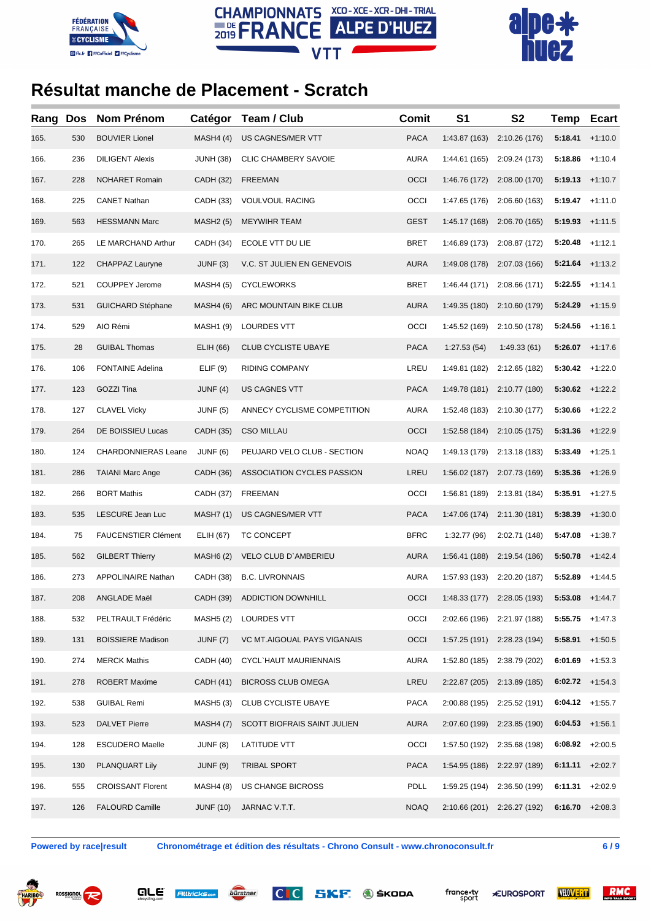# Résultat manche de Placement - Scratch

| Rang | Dos | Nom Prénom | Catégor | Team / Club | Comit | S1 | S2 | Temp | Ecart |
|---|---|---|---|---|---|---|---|---|---|
| 165. | 530 | BOUVIER Lionel | MASH4 (4) | US CAGNES/MER VTT | PACA | 1:43.87 (163) | 2:10.26 (176) | **5:18.41** | +1:10.0 |
| 166. | 236 | DILIGENT Alexis | JUNH (38) | CLIC CHAMBERY SAVOIE | AURA | 1:44.61 (165) | 2:09.24 (173) | **5:18.86** | +1:10.4 |
| 167. | 228 | NOHARET Romain | CADH (32) | FREEMAN | OCCI | 1:46.76 (172) | 2:08.00 (170) | **5:19.13** | +1:10.7 |
| 168. | 225 | CANET Nathan | CADH (33) | VOULVOUL RACING | OCCI | 1:47.65 (176) | 2:06.60 (163) | **5:19.47** | +1:11.0 |
| 169. | 563 | HESSMANN Marc | MASH2 (5) | MEYWIHR TEAM | GEST | 1:45.17 (168) | 2:06.70 (165) | **5:19.93** | +1:11.5 |
| 170. | 265 | LE MARCHAND Arthur | CADH (34) | ECOLE VTT DU LIE | BRET | 1:46.89 (173) | 2:08.87 (172) | **5:20.48** | +1:12.1 |
| 171. | 122 | CHAPPAZ Lauryne | JUNF (3) | V.C. ST JULIEN EN GENEVOIS | AURA | 1:49.08 (178) | 2:07.03 (166) | **5:21.64** | +1:13.2 |
| 172. | 521 | COUPPEY Jerome | MASH4 (5) | CYCLEWORKS | BRET | 1:46.44 (171) | 2:08.66 (171) | **5:22.55** | +1:14.1 |
| 173. | 531 | GUICHARD Stéphane | MASH4 (6) | ARC MOUNTAIN BIKE CLUB | AURA | 1:49.35 (180) | 2:10.60 (179) | **5:24.29** | +1:15.9 |
| 174. | 529 | AIO Rémi | MASH1 (9) | LOURDES VTT | OCCI | 1:45.52 (169) | 2:10.50 (178) | **5:24.56** | +1:16.1 |
| 175. | 28 | GUIBAL Thomas | ELIH (66) | CLUB CYCLISTE UBAYE | PACA | 1:27.53 (54) | 1:49.33 (61) | **5:26.07** | +1:17.6 |
| 176. | 106 | FONTAINE Adelina | ELIF (9) | RIDING COMPANY | LREU | 1:49.81 (182) | 2:12.65 (182) | **5:30.42** | +1:22.0 |
| 177. | 123 | GOZZI Tina | JUNF (4) | US CAGNES VTT | PACA | 1:49.78 (181) | 2:10.77 (180) | **5:30.62** | +1:22.2 |
| 178. | 127 | CLAVEL Vicky | JUNF (5) | ANNECY CYCLISME COMPETITION | AURA | 1:52.48 (183) | 2:10.30 (177) | **5:30.66** | +1:22.2 |
| 179. | 264 | DE BOISSIEU Lucas | CADH (35) | CSO MILLAU | OCCI | 1:52.58 (184) | 2:10.05 (175) | **5:31.36** | +1:22.9 |
| 180. | 124 | CHARDONNIERAS Leane | JUNF (6) | PEUJARD VELO CLUB - SECTION | NOAQ | 1:49.13 (179) | 2:13.18 (183) | **5:33.49** | +1:25.1 |
| 181. | 286 | TAIANI Marc Ange | CADH (36) | ASSOCIATION CYCLES PASSION | LREU | 1:56.02 (187) | 2:07.73 (169) | **5:35.36** | +1:26.9 |
| 182. | 266 | BORT Mathis | CADH (37) | FREEMAN | OCCI | 1:56.81 (189) | 2:13.81 (184) | **5:35.91** | +1:27.5 |
| 183. | 535 | LESCURE Jean Luc | MASH7 (1) | US CAGNES/MER VTT | PACA | 1:47.06 (174) | 2:11.30 (181) | **5:38.39** | +1:30.0 |
| 184. | 75 | FAUCENSTIER Clément | ELIH (67) | TC CONCEPT | BFRC | 1:32.77 (96) | 2:02.71 (148) | **5:47.08** | +1:38.7 |
| 185. | 562 | GILBERT Thierry | MASH6 (2) | VELO CLUB D`AMBERIEU | AURA | 1:56.41 (188) | 2:19.54 (186) | **5:50.78** | +1:42.4 |
| 186. | 273 | APPOLINAIRE Nathan | CADH (38) | B.C. LIVRONNAIS | AURA | 1:57.93 (193) | 2:20.20 (187) | **5:52.89** | +1:44.5 |
| 187. | 208 | ANGLADE Maël | CADH (39) | ADDICTION DOWNHILL | OCCI | 1:48.33 (177) | 2:28.05 (193) | **5:53.08** | +1:44.7 |
| 188. | 532 | PELTRAULT Frédéric | MASH5 (2) | LOURDES VTT | OCCI | 2:02.66 (196) | 2:21.97 (188) | **5:55.75** | +1:47.3 |
| 189. | 131 | BOISSIERE Madison | JUNF (7) | VC MT.AIGOUAL PAYS VIGANAIS | OCCI | 1:57.25 (191) | 2:28.23 (194) | **5:58.91** | +1:50.5 |
| 190. | 274 | MERCK Mathis | CADH (40) | CYCL`HAUT MAURIENNAIS | AURA | 1:52.80 (185) | 2:38.79 (202) | **6:01.69** | +1:53.3 |
| 191. | 278 | ROBERT Maxime | CADH (41) | BICROSS CLUB OMEGA | LREU | 2:22.87 (205) | 2:13.89 (185) | **6:02.72** | +1:54.3 |
| 192. | 538 | GUIBAL Remi | MASH5 (3) | CLUB CYCLISTE UBAYE | PACA | 2:00.88 (195) | 2:25.52 (191) | **6:04.12** | +1:55.7 |
| 193. | 523 | DALVET Pierre | MASH4 (7) | SCOTT BIOFRAIS SAINT JULIEN | AURA | 2:07.60 (199) | 2:23.85 (190) | **6:04.53** | +1:56.1 |
| 194. | 128 | ESCUDERO Maelle | JUNF (8) | LATITUDE VTT | OCCI | 1:57.50 (192) | 2:35.68 (198) | **6:08.92** | +2:00.5 |
| 195. | 130 | PLANQUART Lily | JUNF (9) | TRIBAL SPORT | PACA | 1:54.95 (186) | 2:22.97 (189) | **6:11.11** | +2:02.7 |
| 196. | 555 | CROISSANT Florent | MASH4 (8) | US CHANGE BICROSS | PDLL | 1:59.25 (194) | 2:36.50 (199) | **6:11.31** | +2:02.9 |
| 197. | 126 | FALOURD Camille | JUNF (10) | JARNAC V.T.T. | NOAQ | 2:10.66 (201) | 2:26.27 (192) | **6:16.70** | +2:08.3 |

**Powered by race|result** **Chronométrage et édition des résultats - Chrono Consult - www.chronoconsult.fr**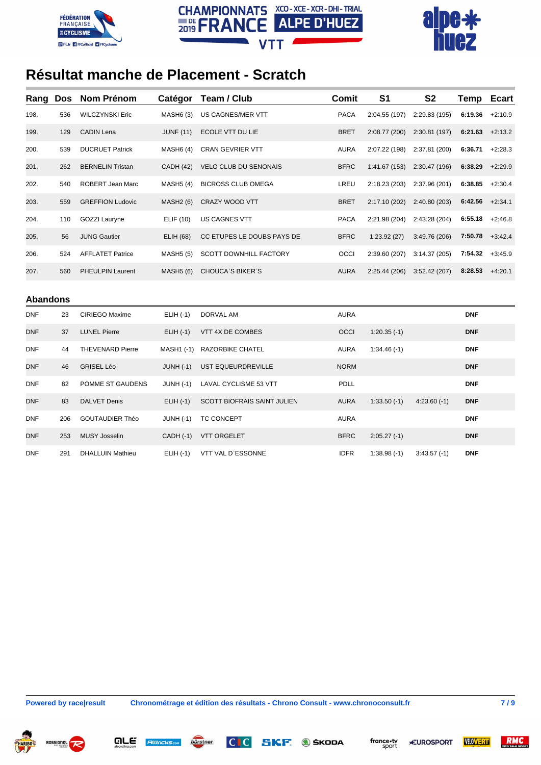# Résultat manche de Placement - Scratch

| Rang | Dos | Nom Prénom | Catégor | Team / Club | Comit | S1 | S2 | Temp | Ecart |
|---|---|---|---|---|---|---|---|---|---|
| 198. | 536 | WILCZYNSKI Eric | MASH6 (3) | US CAGNES/MER VTT | PACA | 2:04.55 (197) | 2:29.83 (195) | **6:19.36** | +2:10.9 |
| 199. | 129 | CADIN Lena | JUNF (11) | ECOLE VTT DU LIE | BRET | 2:08.77 (200) | 2:30.81 (197) | **6:21.63** | +2:13.2 |
| 200. | 539 | DUCRUET Patrick | MASH6 (4) | CRAN GEVRIER VTT | AURA | 2:07.22 (198) | 2:37.81 (200) | **6:36.71** | +2:28.3 |
| 201. | 262 | BERNELIN Tristan | CADH (42) | VELO CLUB DU SENONAIS | BFRC | 1:41.67 (153) | 2:30.47 (196) | **6:38.29** | +2:29.9 |
| 202. | 540 | ROBERT Jean Marc | MASH5 (4) | BICROSS CLUB OMEGA | LREU | 2:18.23 (203) | 2:37.96 (201) | **6:38.85** | +2:30.4 |
| 203. | 559 | GREFFION Ludovic | MASH2 (6) | CRAZY WOOD VTT | BRET | 2:17.10 (202) | 2:40.80 (203) | **6:42.56** | +2:34.1 |
| 204. | 110 | GOZZI Lauryne | ELIF (10) | US CAGNES VTT | PACA | 2:21.98 (204) | 2:43.28 (204) | **6:55.18** | +2:46.8 |
| 205. | 56 | JUNG Gautier | ELIH (68) | CC ETUPES LE DOUBS PAYS DE | BFRC | 1:23.92 (27) | 3:49.76 (206) | **7:50.78** | +3:42.4 |
| 206. | 524 | AFFLATET Patrice | MASH5 (5) | SCOTT DOWNHILL FACTORY | OCCI | 2:39.60 (207) | 3:14.37 (205) | **7:54.32** | +3:45.9 |
| 207. | 560 | PHEULPIN Laurent | MASH5 (6) | CHOUCA`S BIKER`S | AURA | 2:25.44 (206) | 3:52.42 (207) | **8:28.53** | +4:20.1 |

## Abandons

| Rang | Dos | Nom Prénom | Catégor | Team / Club | Comit | S1 | S2 | Temp | Ecart |
|---|---|---|---|---|---|---|---|---|---|
| DNF | 23 | CIRIEGO Maxime | ELIH (-1) | DORVAL AM | AURA | | | **DNF** | |
| DNF | 37 | LUNEL Pierre | ELIH (-1) | VTT 4X DE COMBES | OCCI | 1:20.35 (-1) | | **DNF** | |
| DNF | 44 | THEVENARD Pierre | MASH1 (-1) | RAZORBIKE CHATEL | AURA | 1:34.46 (-1) | | **DNF** | |
| DNF | 46 | GRISEL Léo | JUNH (-1) | UST EQUEURDREVILLE | NORM | | | **DNF** | |
| DNF | 82 | POMME ST GAUDENS | JUNH (-1) | LAVAL CYCLISME 53 VTT | PDLL | | | **DNF** | |
| DNF | 83 | DALVET Denis | ELIH (-1) | SCOTT BIOFRAIS SAINT JULIEN | AURA | 1:33.50 (-1) | 4:23.60 (-1) | **DNF** | |
| DNF | 206 | GOUTAUDIER Théo | JUNH (-1) | TC CONCEPT | AURA | | | **DNF** | |
| DNF | 253 | MUSY Josselin | CADH (-1) | VTT ORGELET | BFRC | 2:05.27 (-1) | | **DNF** | |
| DNF | 291 | DHALLUIN Mathieu | ELIH (-1) | VTT VAL D`ESSONNE | IDFR | 1:38.98 (-1) | 3:43.57 (-1) | **DNF** | |

Powered by race|result Chronométrage et édition des résultats - Chrono Consult - www.chronoconsult.fr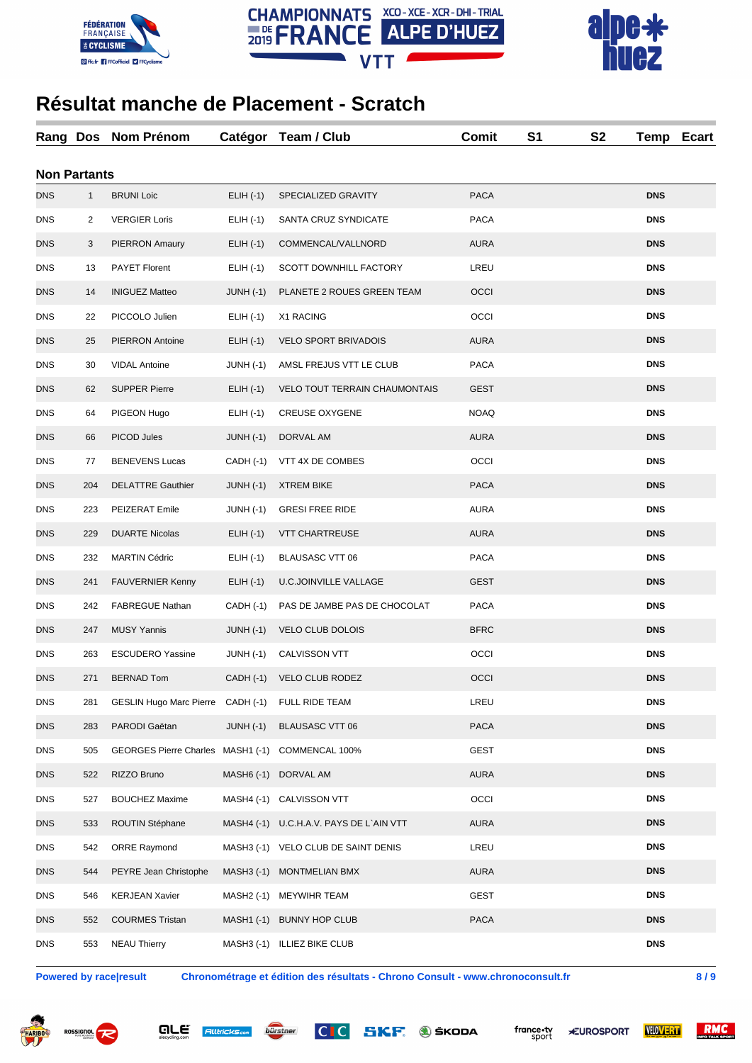# Résultat manche de Placement - Scratch

| Rang | Dos | Nom Prénom | Catégor | Team / Club | Comit | S1 | S2 | Temp | Ecart |
|---|---|---|---|---|---|---|---|---|---|
| **Non Partants** | | | | | | | | | |
| DNS | 1 | BRUNI Loic | ELIH (-1) | SPECIALIZED GRAVITY | PACA | | | **DNS** | |
| DNS | 2 | VERGIER Loris | ELIH (-1) | SANTA CRUZ SYNDICATE | PACA | | | **DNS** | |
| DNS | 3 | PIERRON Amaury | ELIH (-1) | COMMENCAL/VALLNORD | AURA | | | **DNS** | |
| DNS | 13 | PAYET Florent | ELIH (-1) | SCOTT DOWNHILL FACTORY | LREU | | | **DNS** | |
| DNS | 14 | INIGUEZ Matteo | JUNH (-1) | PLANETE 2 ROUES GREEN TEAM | OCCI | | | **DNS** | |
| DNS | 22 | PICCOLO Julien | ELIH (-1) | X1 RACING | OCCI | | | **DNS** | |
| DNS | 25 | PIERRON Antoine | ELIH (-1) | VELO SPORT BRIVADOIS | AURA | | | **DNS** | |
| DNS | 30 | VIDAL Antoine | JUNH (-1) | AMSL FREJUS VTT LE CLUB | PACA | | | **DNS** | |
| DNS | 62 | SUPPER Pierre | ELIH (-1) | VELO TOUT TERRAIN CHAUMONTAIS | GEST | | | **DNS** | |
| DNS | 64 | PIGEON Hugo | ELIH (-1) | CREUSE OXYGENE | NOAQ | | | **DNS** | |
| DNS | 66 | PICOD Jules | JUNH (-1) | DORVAL AM | AURA | | | **DNS** | |
| DNS | 77 | BENEVENS Lucas | CADH (-1) | VTT 4X DE COMBES | OCCI | | | **DNS** | |
| DNS | 204 | DELATTRE Gauthier | JUNH (-1) | XTREM BIKE | PACA | | | **DNS** | |
| DNS | 223 | PEIZERAT Emile | JUNH (-1) | GRESI FREE RIDE | AURA | | | **DNS** | |
| DNS | 229 | DUARTE Nicolas | ELIH (-1) | VTT CHARTREUSE | AURA | | | **DNS** | |
| DNS | 232 | MARTIN Cédric | ELIH (-1) | BLAUSASC VTT 06 | PACA | | | **DNS** | |
| DNS | 241 | FAUVERNIER Kenny | ELIH (-1) | U.C.JOINVILLE VALLAGE | GEST | | | **DNS** | |
| DNS | 242 | FABREGUE Nathan | CADH (-1) | PAS DE JAMBE PAS DE CHOCOLAT | PACA | | | **DNS** | |
| DNS | 247 | MUSY Yannis | JUNH (-1) | VELO CLUB DOLOIS | BFRC | | | **DNS** | |
| DNS | 263 | ESCUDERO Yassine | JUNH (-1) | CALVISSON VTT | OCCI | | | **DNS** | |
| DNS | 271 | BERNAD Tom | CADH (-1) | VELO CLUB RODEZ | OCCI | | | **DNS** | |
| DNS | 281 | GESLIN Hugo Marc Pierre | CADH (-1) | FULL RIDE TEAM | LREU | | | **DNS** | |
| DNS | 283 | PARODI Gaëtan | JUNH (-1) | BLAUSASC VTT 06 | PACA | | | **DNS** | |
| DNS | 505 | GEORGES Pierre Charles | MASH1 (-1) | COMMENCAL 100% | GEST | | | **DNS** | |
| DNS | 522 | RIZZO Bruno | MASH6 (-1) | DORVAL AM | AURA | | | **DNS** | |
| DNS | 527 | BOUCHEZ Maxime | MASH4 (-1) | CALVISSON VTT | OCCI | | | **DNS** | |
| DNS | 533 | ROUTIN Stéphane | MASH4 (-1) | U.C.H.A.V. PAYS DE L`AIN VTT | AURA | | | **DNS** | |
| DNS | 542 | ORRE Raymond | MASH3 (-1) | VELO CLUB DE SAINT DENIS | LREU | | | **DNS** | |
| DNS | 544 | PEYRE Jean Christophe | MASH3 (-1) | MONTMELIAN BMX | AURA | | | **DNS** | |
| DNS | 546 | KERJEAN Xavier | MASH2 (-1) | MEYWIHR TEAM | GEST | | | **DNS** | |
| DNS | 552 | COURMES Tristan | MASH1 (-1) | BUNNY HOP CLUB | PACA | | | **DNS** | |
| DNS | 553 | NEAU Thierry | MASH3 (-1) | ILLIEZ BIKE CLUB | | | | **DNS** | |

**Powered by race|result** **Chronométrage et édition des résultats - Chrono Consult - www.chronoconsult.fr**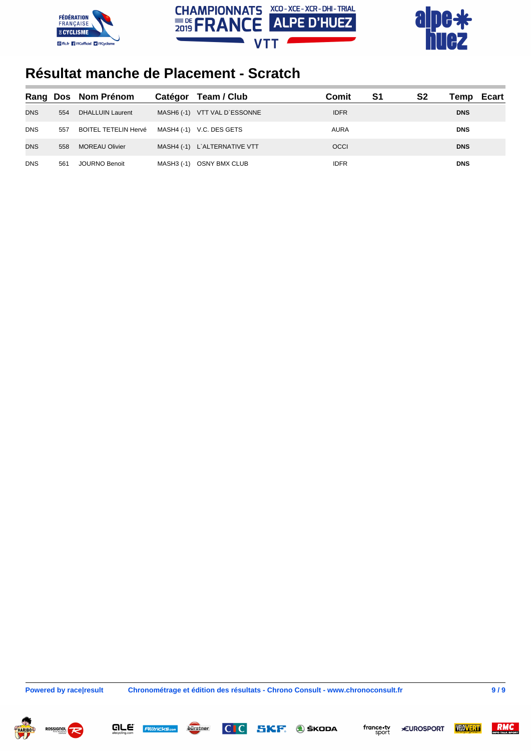# Résultat manche de Placement - Scratch

| Rang | Dos | Nom Prénom | Catégor | Team / Club | Comit | S1 | S2 | Temp | Ecart |
|---|---|---|---|---|---|---|---|---|---|
| DNS | 554 | DHALLUIN Laurent | MASH6 (-1) | VTT VAL D`ESSONNE | IDFR | | | **DNS** | |
| DNS | 557 | BOITEL TETELIN Hervé | MASH4 (-1) | V.C. DES GETS | AURA | | | **DNS** | |
| DNS | 558 | MOREAU Olivier | MASH4 (-1) | L`ALTERNATIVE VTT | OCCI | | | **DNS** | |
| DNS | 561 | JOURNO Benoit | MASH3 (-1) | OSNY BMX CLUB | IDFR | | | **DNS** | |

**Powered by race|result** **Chronométrage et édition des résultats - Chrono Consult - www.chronoconsult.fr**